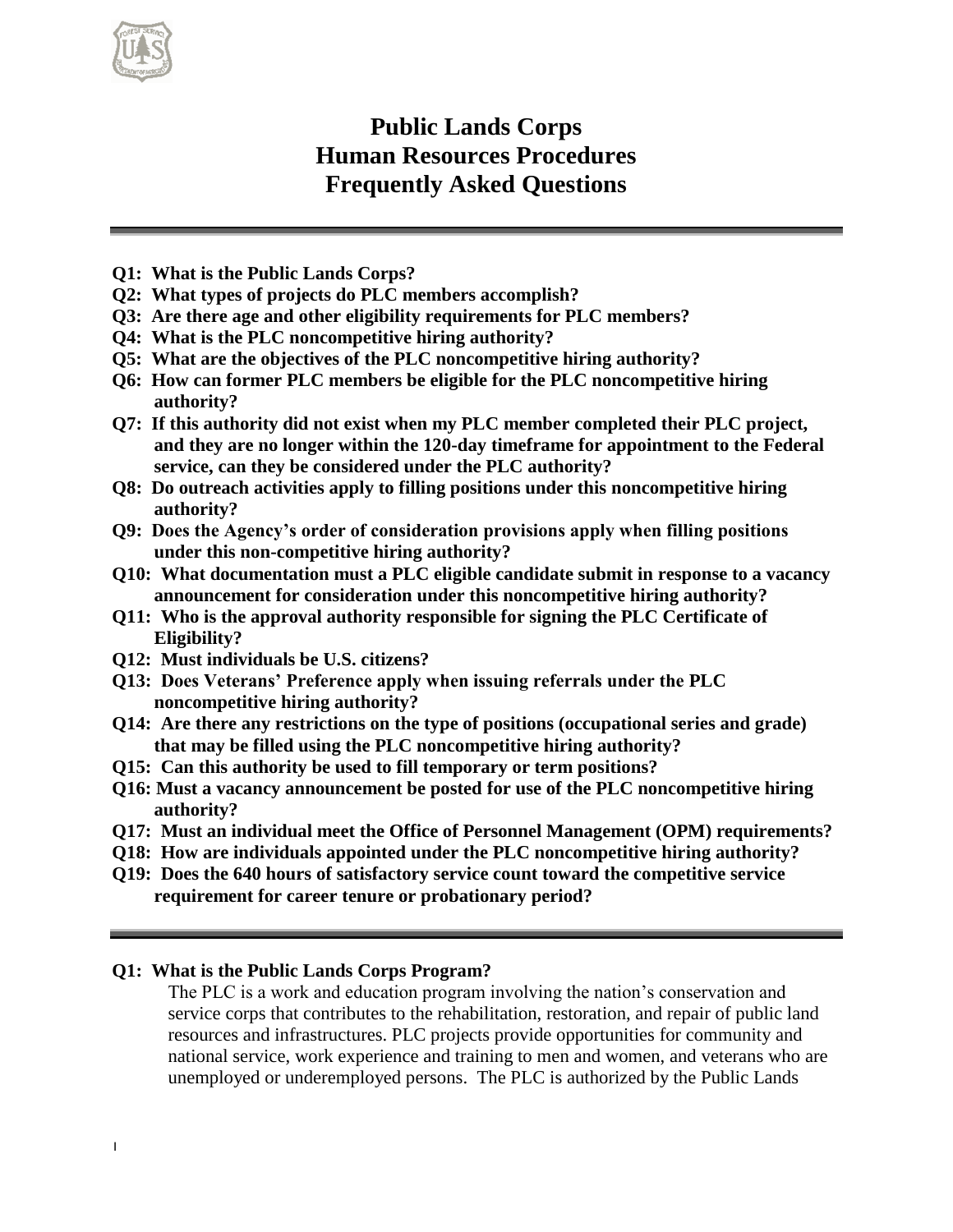# Public Lands Corps
# Human Resources Procedures
# Frequently Asked Questions

---

**Q1: What is the Public Lands Corps?**
**Q2: What types of projects do PLC members accomplish?**
**Q3: Are there age and other eligibility requirements for PLC members?**
**Q4: What is the PLC noncompetitive hiring authority?**
**Q5: What are the objectives of the PLC noncompetitive hiring authority?**
**Q6: How can former PLC members be eligible for the PLC noncompetitive hiring authority?**
**Q7: If this authority did not exist when my PLC member completed their PLC project, and they are no longer within the 120-day timeframe for appointment to the Federal service, can they be considered under the PLC authority?**
**Q8: Do outreach activities apply to filling positions under this noncompetitive hiring authority?**
**Q9: Does the Agency's order of consideration provisions apply when filling positions under this non-competitive hiring authority?**
**Q10: What documentation must a PLC eligible candidate submit in response to a vacancy announcement for consideration under this noncompetitive hiring authority?**
**Q11: Who is the approval authority responsible for signing the PLC Certificate of Eligibility?**
**Q12: Must individuals be U.S. citizens?**
**Q13: Does Veterans' Preference apply when issuing referrals under the PLC noncompetitive hiring authority?**
**Q14: Are there any restrictions on the type of positions (occupational series and grade) that may be filled using the PLC noncompetitive hiring authority?**
**Q15: Can this authority be used to fill temporary or term positions?**
**Q16: Must a vacancy announcement be posted for use of the PLC noncompetitive hiring authority?**
**Q17: Must an individual meet the Office of Personnel Management (OPM) requirements?**
**Q18: How are individuals appointed under the PLC noncompetitive hiring authority?**
**Q19: Does the 640 hours of satisfactory service count toward the competitive service requirement for career tenure or probationary period?**

---

**Q1: What is the Public Lands Corps Program?**

The PLC is a work and education program involving the nation's conservation and service corps that contributes to the rehabilitation, restoration, and repair of public land resources and infrastructures. PLC projects provide opportunities for community and national service, work experience and training to men and women, and veterans who are unemployed or underemployed persons. The PLC is authorized by the Public Lands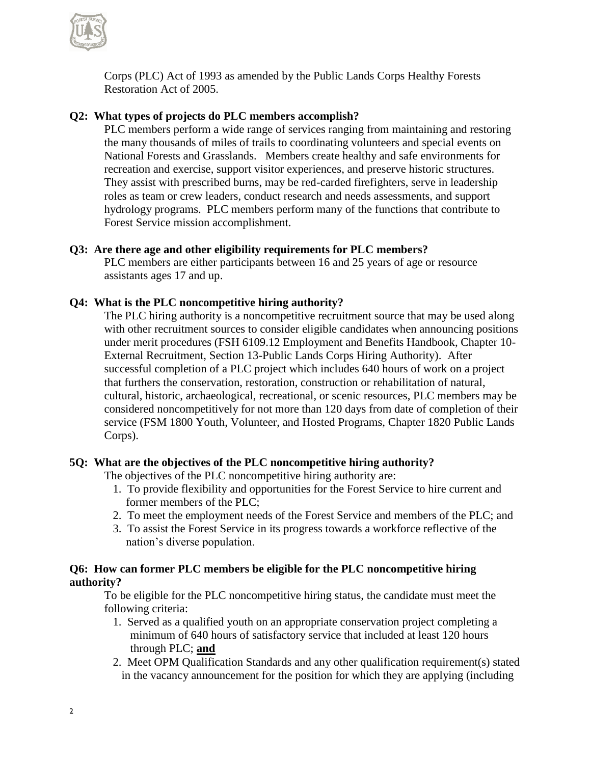Corps (PLC) Act of 1993 as amended by the Public Lands Corps Healthy Forests Restoration Act of 2005.

**Q2: What types of projects do PLC members accomplish?**

PLC members perform a wide range of services ranging from maintaining and restoring the many thousands of miles of trails to coordinating volunteers and special events on National Forests and Grasslands. Members create healthy and safe environments for recreation and exercise, support visitor experiences, and preserve historic structures. They assist with prescribed burns, may be red-carded firefighters, serve in leadership roles as team or crew leaders, conduct research and needs assessments, and support hydrology programs. PLC members perform many of the functions that contribute to Forest Service mission accomplishment.

**Q3: Are there age and other eligibility requirements for PLC members?**

PLC members are either participants between 16 and 25 years of age or resource assistants ages 17 and up.

**Q4: What is the PLC noncompetitive hiring authority?**

The PLC hiring authority is a noncompetitive recruitment source that may be used along with other recruitment sources to consider eligible candidates when announcing positions under merit procedures (FSH 6109.12 Employment and Benefits Handbook, Chapter 10-External Recruitment, Section 13-Public Lands Corps Hiring Authority). After successful completion of a PLC project which includes 640 hours of work on a project that furthers the conservation, restoration, construction or rehabilitation of natural, cultural, historic, archaeological, recreational, or scenic resources, PLC members may be considered noncompetitively for not more than 120 days from date of completion of their service (FSM 1800 Youth, Volunteer, and Hosted Programs, Chapter 1820 Public Lands Corps).

**5Q: What are the objectives of the PLC noncompetitive hiring authority?**

The objectives of the PLC noncompetitive hiring authority are:

1. To provide flexibility and opportunities for the Forest Service to hire current and former members of the PLC;
2. To meet the employment needs of the Forest Service and members of the PLC; and
3. To assist the Forest Service in its progress towards a workforce reflective of the nation's diverse population.

**Q6: How can former PLC members be eligible for the PLC noncompetitive hiring authority?**

To be eligible for the PLC noncompetitive hiring status, the candidate must meet the following criteria:

1. Served as a qualified youth on an appropriate conservation project completing a minimum of 640 hours of satisfactory service that included at least 120 hours through PLC; **and**
2. Meet OPM Qualification Standards and any other qualification requirement(s) stated in the vacancy announcement for the position for which they are applying (including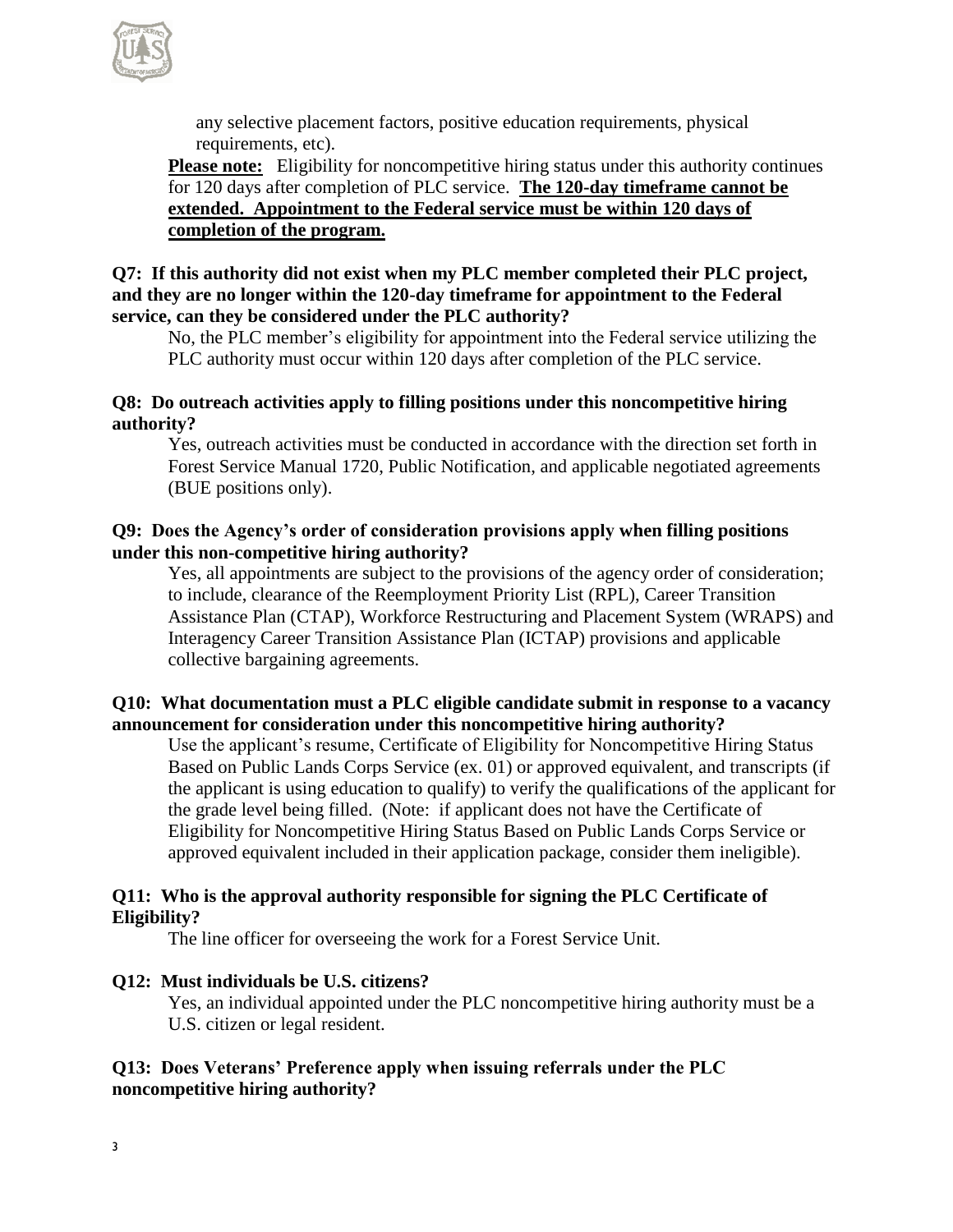any selective placement factors, positive education requirements, physical requirements, etc).

**Please note:** Eligibility for noncompetitive hiring status under this authority continues for 120 days after completion of PLC service. **The 120-day timeframe cannot be extended. Appointment to the Federal service must be within 120 days of completion of the program.**

**Q7: If this authority did not exist when my PLC member completed their PLC project, and they are no longer within the 120-day timeframe for appointment to the Federal service, can they be considered under the PLC authority?**

No, the PLC member's eligibility for appointment into the Federal service utilizing the PLC authority must occur within 120 days after completion of the PLC service.

**Q8: Do outreach activities apply to filling positions under this noncompetitive hiring authority?**

Yes, outreach activities must be conducted in accordance with the direction set forth in Forest Service Manual 1720, Public Notification, and applicable negotiated agreements (BUE positions only).

**Q9: Does the Agency's order of consideration provisions apply when filling positions under this non-competitive hiring authority?**

Yes, all appointments are subject to the provisions of the agency order of consideration; to include, clearance of the Reemployment Priority List (RPL), Career Transition Assistance Plan (CTAP), Workforce Restructuring and Placement System (WRAPS) and Interagency Career Transition Assistance Plan (ICTAP) provisions and applicable collective bargaining agreements.

**Q10: What documentation must a PLC eligible candidate submit in response to a vacancy announcement for consideration under this noncompetitive hiring authority?**

Use the applicant's resume, Certificate of Eligibility for Noncompetitive Hiring Status Based on Public Lands Corps Service (ex. 01) or approved equivalent, and transcripts (if the applicant is using education to qualify) to verify the qualifications of the applicant for the grade level being filled. (Note: if applicant does not have the Certificate of Eligibility for Noncompetitive Hiring Status Based on Public Lands Corps Service or approved equivalent included in their application package, consider them ineligible).

**Q11: Who is the approval authority responsible for signing the PLC Certificate of Eligibility?**

The line officer for overseeing the work for a Forest Service Unit.

**Q12: Must individuals be U.S. citizens?**

Yes, an individual appointed under the PLC noncompetitive hiring authority must be a U.S. citizen or legal resident.

**Q13: Does Veterans' Preference apply when issuing referrals under the PLC noncompetitive hiring authority?**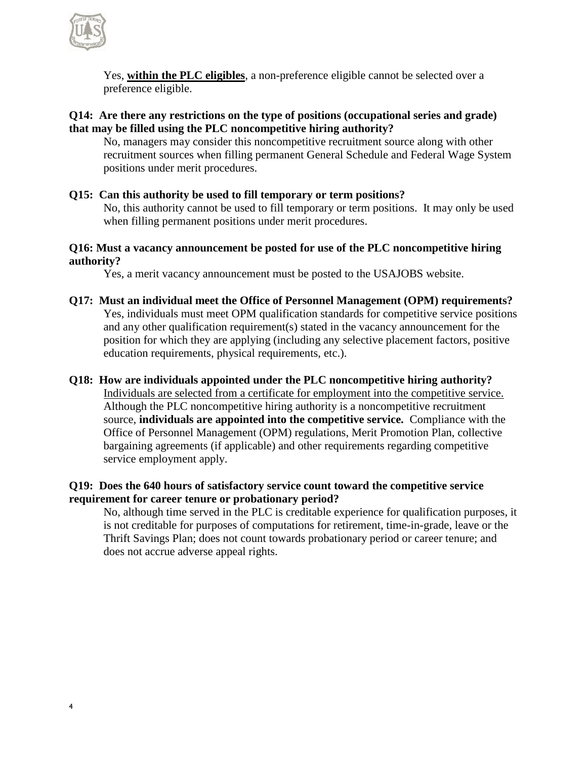Yes, **within the PLC eligibles**, a non-preference eligible cannot be selected over a preference eligible.

**Q14: Are there any restrictions on the type of positions (occupational series and grade) that may be filled using the PLC noncompetitive hiring authority?**

No, managers may consider this noncompetitive recruitment source along with other recruitment sources when filling permanent General Schedule and Federal Wage System positions under merit procedures.

**Q15: Can this authority be used to fill temporary or term positions?**

No, this authority cannot be used to fill temporary or term positions. It may only be used when filling permanent positions under merit procedures.

**Q16: Must a vacancy announcement be posted for use of the PLC noncompetitive hiring authority?**

Yes, a merit vacancy announcement must be posted to the USAJOBS website.

**Q17: Must an individual meet the Office of Personnel Management (OPM) requirements?**

Yes, individuals must meet OPM qualification standards for competitive service positions and any other qualification requirement(s) stated in the vacancy announcement for the position for which they are applying (including any selective placement factors, positive education requirements, physical requirements, etc.).

**Q18: How are individuals appointed under the PLC noncompetitive hiring authority?**

Individuals are selected from a certificate for employment into the competitive service. Although the PLC noncompetitive hiring authority is a noncompetitive recruitment source, **individuals are appointed into the competitive service.** Compliance with the Office of Personnel Management (OPM) regulations, Merit Promotion Plan, collective bargaining agreements (if applicable) and other requirements regarding competitive service employment apply.

**Q19: Does the 640 hours of satisfactory service count toward the competitive service requirement for career tenure or probationary period?**

No, although time served in the PLC is creditable experience for qualification purposes, it is not creditable for purposes of computations for retirement, time-in-grade, leave or the Thrift Savings Plan; does not count towards probationary period or career tenure; and does not accrue adverse appeal rights.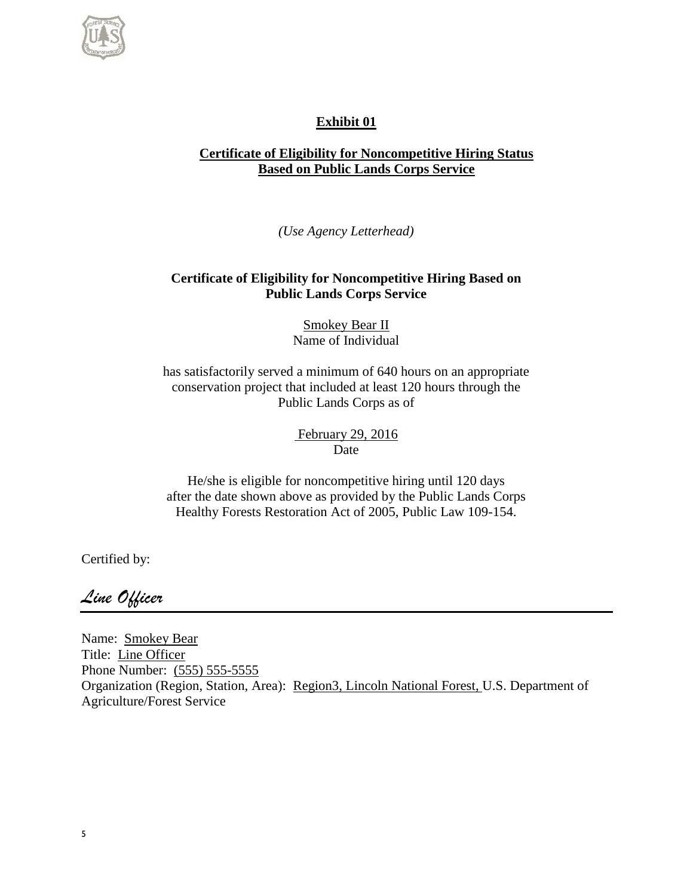## Exhibit 01

### Certificate of Eligibility for Noncompetitive Hiring Status Based on Public Lands Corps Service

*(Use Agency Letterhead)*

**Certificate of Eligibility for Noncompetitive Hiring Based on Public Lands Corps Service**

Smokey Bear II
Name of Individual

has satisfactorily served a minimum of 640 hours on an appropriate conservation project that included at least 120 hours through the Public Lands Corps as of

February 29, 2016
Date

He/she is eligible for noncompetitive hiring until 120 days after the date shown above as provided by the Public Lands Corps Healthy Forests Restoration Act of 2005, Public Law 109-154.

Certified by:

*Line Officer*

---

Name: Smokey Bear
Title: Line Officer
Phone Number: (555) 555-5555
Organization (Region, Station, Area): Region3, Lincoln National Forest, U.S. Department of Agriculture/Forest Service